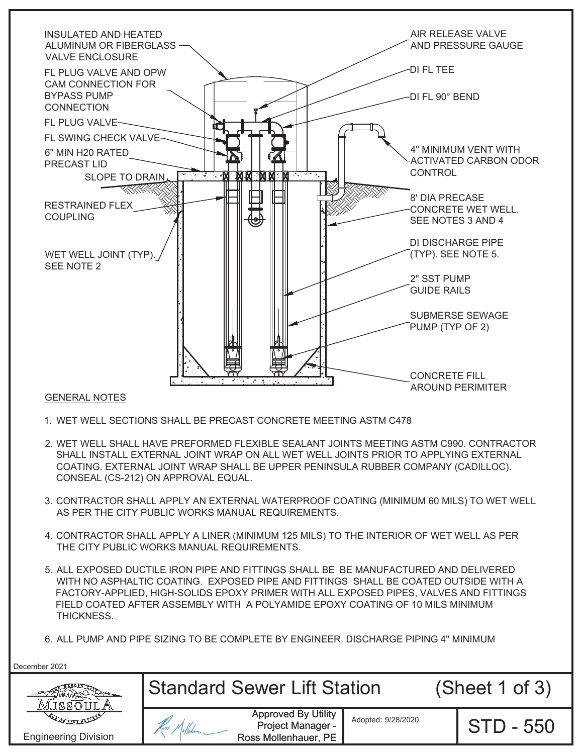INSULATED AND HEATED ALUMINUM OR FIBERGLASS VALVE ENCLOSURE

FL PLUG VALVE AND OPW CAM CONNECTION FOR BYPASS PUMP CONNECTION

FL PLUG VALVE

FL SWING CHECK VALVE

6" MIN H20 RATED PRECAST LID

SLOPE TO DRAIN

RESTRAINED FLEX COUPLING

WET WELL JOINT (TYP). SEE NOTE 2

AIR RELEASE VALVE AND PRESSURE GAUGE

DI FL TEE

DI FL 90° BEND

4" MINIMUM VENT WITH ACTIVATED CARBON ODOR CONTROL

8' DIA PRECASE CONCRETE WET WELL. SEE NOTES 3 AND 4

DI DISCHARGE PIPE (TYP). SEE NOTE 5.

2" SST PUMP GUIDE RAILS

SUBMERSE SEWAGE PUMP (TYP OF 2)

CONCRETE FILL AROUND PERIMITER

## GENERAL NOTES

1. WET WELL SECTIONS SHALL BE PRECAST CONCRETE MEETING ASTM C478
2. WET WELL SHALL HAVE PREFORMED FLEXIBLE SEALANT JOINTS MEETING ASTM C990. CONTRACTOR SHALL INSTALL EXTERNAL JOINT WRAP ON ALL WET WELL JOINTS PRIOR TO APPLYING EXTERNAL COATING. EXTERNAL JOINT WRAP SHALL BE UPPER PENINSULA RUBBER COMPANY (CADILLOC). CONSEAL (CS-212) ON APPROVAL EQUAL.
3. CONTRACTOR SHALL APPLY AN EXTERNAL WATERPROOF COATING (MINIMUM 60 MILS) TO WET WELL AS PER THE CITY PUBLIC WORKS MANUAL REQUIREMENTS.
4. CONTRACTOR SHALL APPLY A LINER (MINIMUM 125 MILS) TO THE INTERIOR OF WET WELL AS PER THE CITY PUBLIC WORKS MANUAL REQUIREMENTS.
5. ALL EXPOSED DUCTILE IRON PIPE AND FITTINGS SHALL BE BE MANUFACTURED AND DELIVERED WITH NO ASPHALTIC COATING. EXPOSED PIPE AND FITTINGS SHALL BE COATED OUTSIDE WITH A FACTORY-APPLIED, HIGH-SOLIDS EPOXY PRIMER WITH ALL EXPOSED PIPES, VALVES AND FITTINGS FIELD COATED AFTER ASSEMBLY WITH A POLYAMIDE EPOXY COATING OF 10 MILS MINIMUM THICKNESS.
6. ALL PUMP AND PIPE SIZING TO BE COMPLETE BY ENGINEER. DISCHARGE PIPING 4" MINIMUM

December 2021

| Missoula Engineering Division | Standard Sewer Lift Station (Sheet 1 of 3) | | |
|---|---|---|---|
| | Approved By Utility Project Manager - Ross Mollenhauer, PE | Adopted: 9/28/2020 | STD - 550 |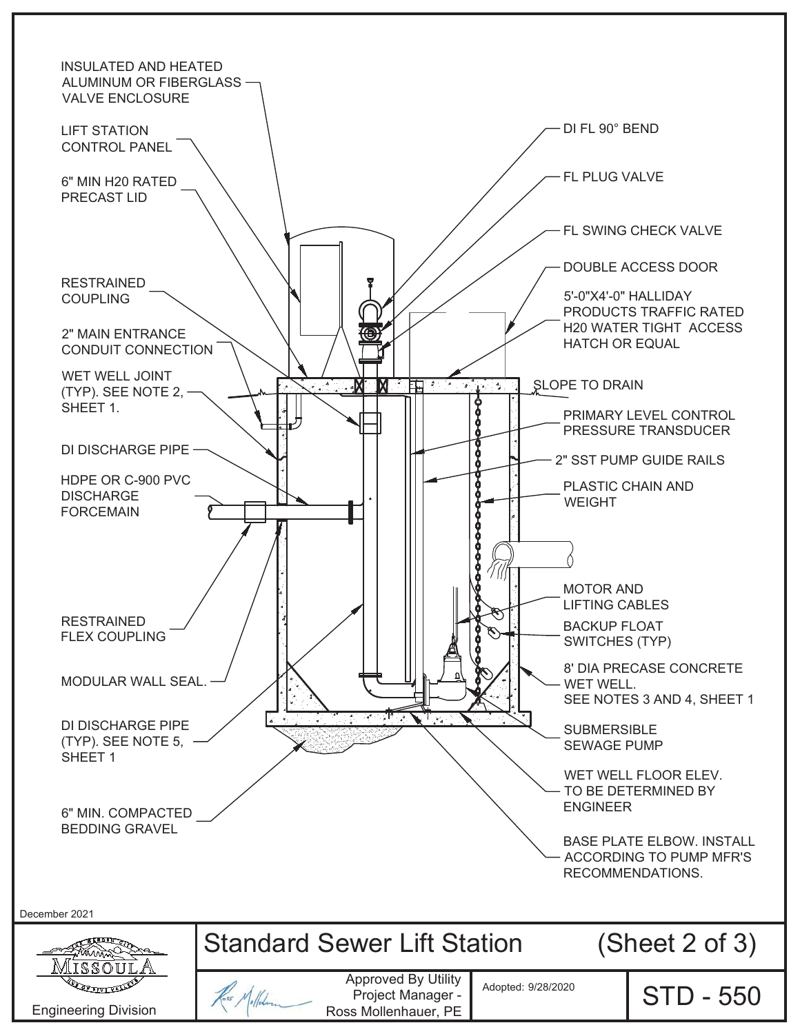INSULATED AND HEATED ALUMINUM OR FIBERGLASS VALVE ENCLOSURE

LIFT STATION CONTROL PANEL

6" MIN H20 RATED PRECAST LID

RESTRAINED COUPLING

2" MAIN ENTRANCE CONDUIT CONNECTION

WET WELL JOINT (TYP). SEE NOTE 2, SHEET 1.

DI DISCHARGE PIPE

HDPE OR C-900 PVC DISCHARGE FORCEMAIN

RESTRAINED FLEX COUPLING

MODULAR WALL SEAL.

DI DISCHARGE PIPE (TYP). SEE NOTE 5, SHEET 1

6" MIN. COMPACTED BEDDING GRAVEL

DI FL 90° BEND

FL PLUG VALVE

FL SWING CHECK VALVE

DOUBLE ACCESS DOOR

5'-0"X4'-0" HALLIDAY PRODUCTS TRAFFIC RATED H20 WATER TIGHT ACCESS HATCH OR EQUAL

SLOPE TO DRAIN

PRIMARY LEVEL CONTROL PRESSURE TRANSDUCER

2" SST PUMP GUIDE RAILS

PLASTIC CHAIN AND WEIGHT

MOTOR AND LIFTING CABLES

BACKUP FLOAT SWITCHES (TYP)

8' DIA PRECASE CONCRETE WET WELL. SEE NOTES 3 AND 4, SHEET 1

SUBMERSIBLE SEWAGE PUMP

WET WELL FLOOR ELEV. TO BE DETERMINED BY ENGINEER

BASE PLATE ELBOW. INSTALL ACCORDING TO PUMP MFR'S RECOMMENDATIONS.

December 2021

| MISSOULA Engineering Division | Standard Sewer Lift Station | | (Sheet 2 of 3) |
|---|---|---|---|
| | Approved By Utility Project Manager - Ross Mollenhauer, PE | Adopted: 9/28/2020 | STD - 550 |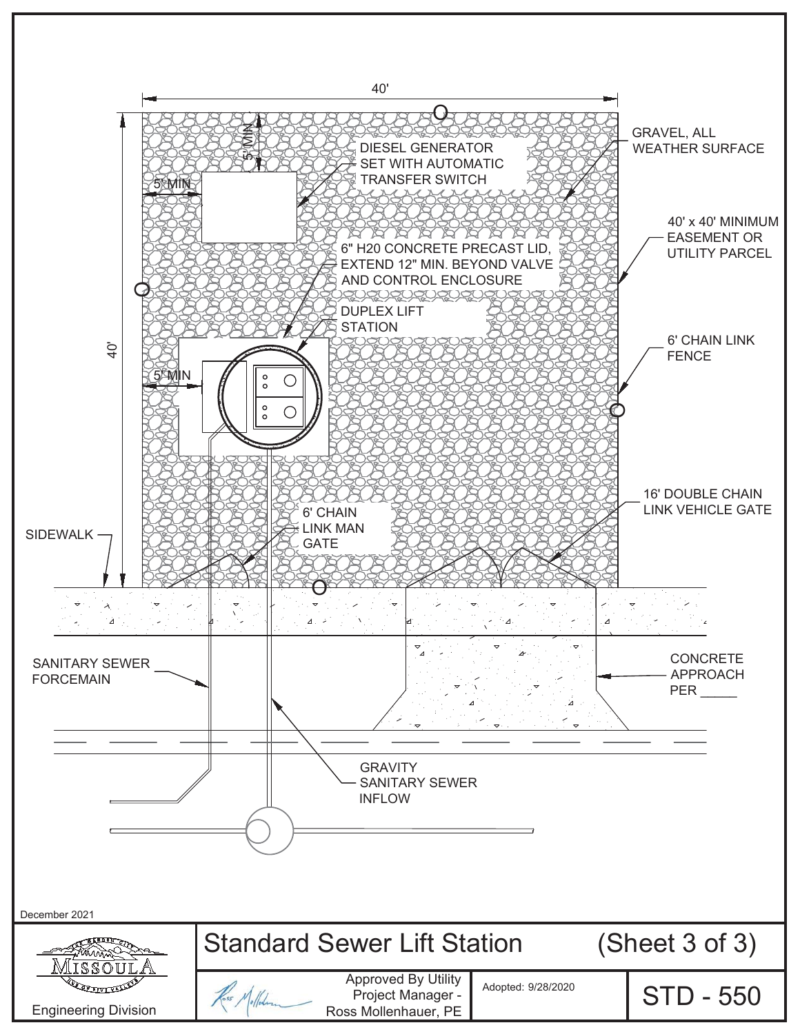40'

40'

5' MIN

5' MIN

5' MIN

DIESEL GENERATOR SET WITH AUTOMATIC TRANSFER SWITCH

GRAVEL, ALL WEATHER SURFACE

40' x 40' MINIMUM EASEMENT OR UTILITY PARCEL

6" H20 CONCRETE PRECAST LID, EXTEND 12" MIN. BEYOND VALVE AND CONTROL ENCLOSURE

DUPLEX LIFT STATION

6' CHAIN LINK FENCE

16' DOUBLE CHAIN LINK VEHICLE GATE

6' CHAIN LINK MAN GATE

SIDEWALK

CONCRETE APPROACH PER _____

SANITARY SEWER FORCEMAIN

GRAVITY SANITARY SEWER INFLOW

December 2021

# Standard Sewer Lift Station (Sheet 3 of 3)

Engineering Division

Approved By Utility Project Manager - Ross Mollenhauer, PE

Adopted: 9/28/2020

STD - 550